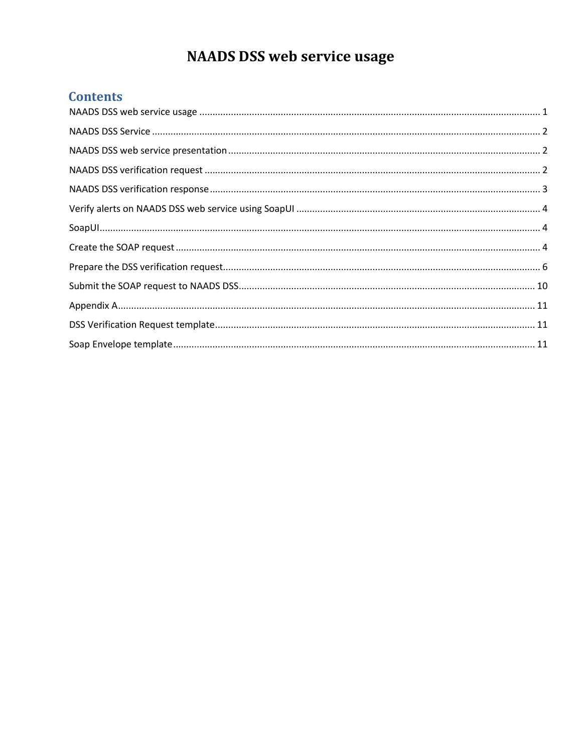# NAADS DSS web service usage

## Contents

NAADS DSS web service usage ........................................................................................................................ 1

NAADS DSS Service ........................................................................................................................................ 2

NAADS DSS web service presentation ........................................................................................................... 2

NAADS DSS verification request .................................................................................................................... 2

NAADS DSS verification response .................................................................................................................. 3

Verify alerts on NAADS DSS web service using SoapUI ................................................................................. 4

SoapUI ............................................................................................................................................................ 4

Create the SOAP request ............................................................................................................................... 4

Prepare the DSS verification request ............................................................................................................. 6

Submit the SOAP request to NAADS DSS ..................................................................................................... 10

Appendix A ................................................................................................................................................... 11

DSS Verification Request template .............................................................................................................. 11

Soap Envelope template ............................................................................................................................... 11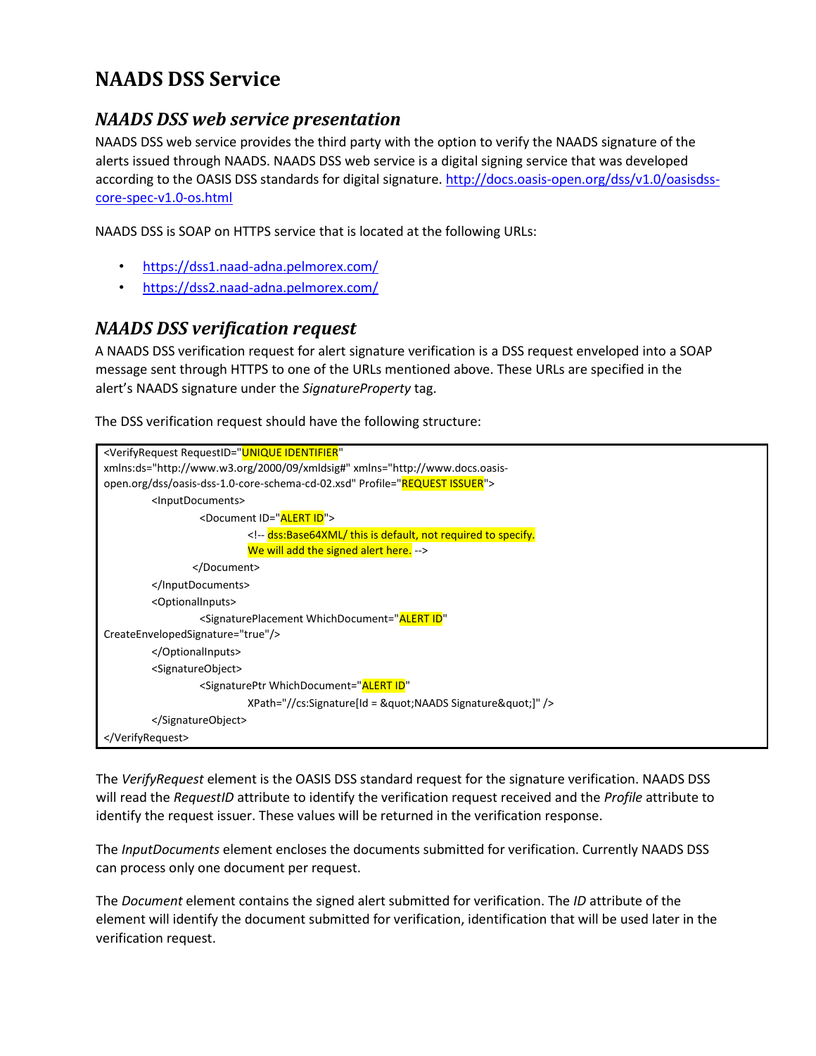# NAADS DSS Service

## *NAADS DSS web service presentation*

NAADS DSS web service provides the third party with the option to verify the NAADS signature of the alerts issued through NAADS. NAADS DSS web service is a digital signing service that was developed according to the OASIS DSS standards for digital signature. [http://docs.oasis-open.org/dss/v1.0/oasisdss-core-spec-v1.0-os.html](http://docs.oasis-open.org/dss/v1.0/oasisdss-core-spec-v1.0-os.html)

NAADS DSS is SOAP on HTTPS service that is located at the following URLs:

- https://dss1.naad-adna.pelmorex.com/
- https://dss2.naad-adna.pelmorex.com/

## *NAADS DSS verification request*

A NAADS DSS verification request for alert signature verification is a DSS request enveloped into a SOAP message sent through HTTPS to one of the URLs mentioned above. These URLs are specified in the alert's NAADS signature under the *SignatureProperty* tag.

The DSS verification request should have the following structure:

```
<VerifyRequest RequestID="UNIQUE IDENTIFIER"
xmlns:ds="http://www.w3.org/2000/09/xmldsig#" xmlns="http://www.docs.oasis-
open.org/dss/oasis-dss-1.0-core-schema-cd-02.xsd" Profile="REQUEST ISSUER">
        <InputDocuments>
                <Document ID="ALERT ID">
                        <!-- dss:Base64XML/ this is default, not required to specify.
                        We will add the signed alert here. -->
               </Document>
        </InputDocuments>
        <OptionalInputs>
                <SignaturePlacement WhichDocument="ALERT ID"
CreateEnvelopedSignature="true"/>
        </OptionalInputs>
        <SignatureObject>
                <SignaturePtr WhichDocument="ALERT ID"
                        XPath="//cs:Signature[Id = &quot;NAADS Signature&quot;]" />
        </SignatureObject>
</VerifyRequest>
```

The *VerifyRequest* element is the OASIS DSS standard request for the signature verification. NAADS DSS will read the *RequestID* attribute to identify the verification request received and the *Profile* attribute to identify the request issuer. These values will be returned in the verification response.

The *InputDocuments* element encloses the documents submitted for verification. Currently NAADS DSS can process only one document per request.

The *Document* element contains the signed alert submitted for verification. The *ID* attribute of the element will identify the document submitted for verification, identification that will be used later in the verification request.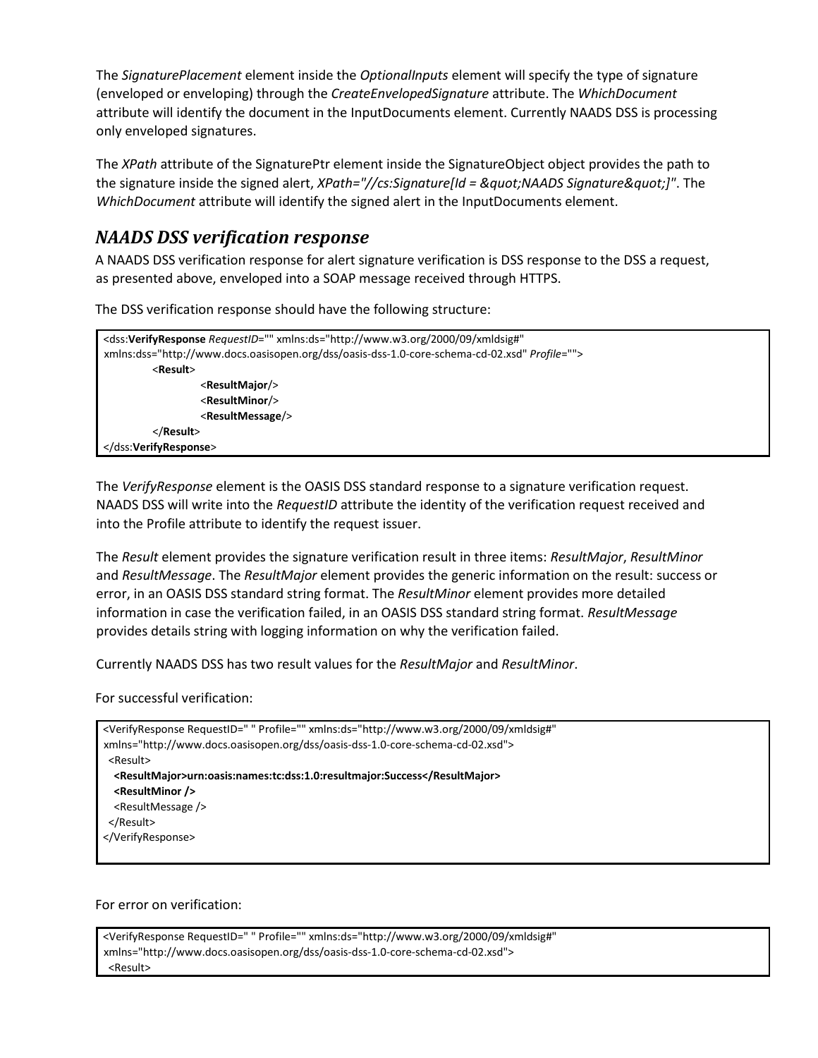The *SignaturePlacement* element inside the *OptionalInputs* element will specify the type of signature (enveloped or enveloping) through the *CreateEnvelopedSignature* attribute. The *WhichDocument* attribute will identify the document in the InputDocuments element. Currently NAADS DSS is processing only enveloped signatures.

The *XPath* attribute of the SignaturePtr element inside the SignatureObject object provides the path to the signature inside the signed alert, *XPath="//cs:Signature[Id = &quot;NAADS Signature&quot;]"*. The *WhichDocument* attribute will identify the signed alert in the InputDocuments element.

## *NAADS DSS verification response*

A NAADS DSS verification response for alert signature verification is DSS response to the DSS a request, as presented above, enveloped into a SOAP message received through HTTPS.

The DSS verification response should have the following structure:

```
<dss:VerifyResponse RequestID="" xmlns:ds="http://www.w3.org/2000/09/xmldsig#"
xmlns:dss="http://www.docs.oasisopen.org/dss/oasis-dss-1.0-core-schema-cd-02.xsd" Profile="">
        <Result>
                <ResultMajor/>
                <ResultMinor/>
                <ResultMessage/>
        </Result>
</dss:VerifyResponse>
```

The *VerifyResponse* element is the OASIS DSS standard response to a signature verification request. NAADS DSS will write into the *RequestID* attribute the identity of the verification request received and into the Profile attribute to identify the request issuer.

The *Result* element provides the signature verification result in three items: *ResultMajor*, *ResultMinor* and *ResultMessage*. The *ResultMajor* element provides the generic information on the result: success or error, in an OASIS DSS standard string format. The *ResultMinor* element provides more detailed information in case the verification failed, in an OASIS DSS standard string format. *ResultMessage* provides details string with logging information on why the verification failed.

Currently NAADS DSS has two result values for the *ResultMajor* and *ResultMinor*.

For successful verification:

```
<VerifyResponse RequestID=" " Profile="" xmlns:ds="http://www.w3.org/2000/09/xmldsig#"
xmlns="http://www.docs.oasisopen.org/dss/oasis-dss-1.0-core-schema-cd-02.xsd">
  <Result>
    <ResultMajor>urn:oasis:names:tc:dss:1.0:resultmajor:Success</ResultMajor>
    <ResultMinor />
    <ResultMessage />
  </Result>
</VerifyResponse>
```

For error on verification:

```
<VerifyResponse RequestID=" " Profile="" xmlns:ds="http://www.w3.org/2000/09/xmldsig#"
xmlns="http://www.docs.oasisopen.org/dss/oasis-dss-1.0-core-schema-cd-02.xsd">
  <Result>
```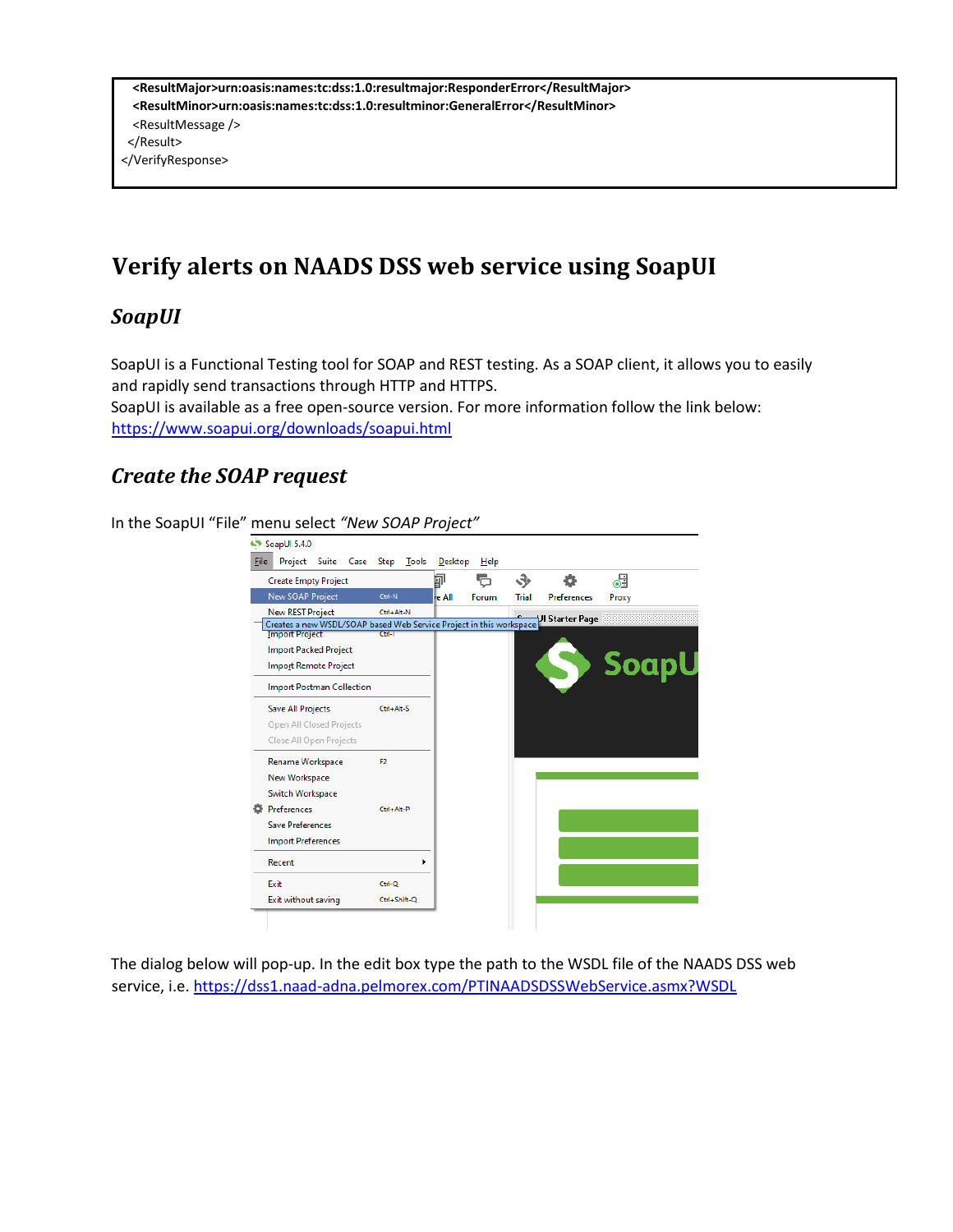```
  <ResultMajor>urn:oasis:names:tc:dss:1.0:resultmajor:ResponderError</ResultMajor>
  <ResultMinor>urn:oasis:names:tc:dss:1.0:resultminor:GeneralError</ResultMinor>
  <ResultMessage />
 </Result>
</VerifyResponse>
```

# Verify alerts on NAADS DSS web service using SoapUI

## SoapUI

SoapUI is a Functional Testing tool for SOAP and REST testing. As a SOAP client, it allows you to easily and rapidly send transactions through HTTP and HTTPS.
SoapUI is available as a free open-source version. For more information follow the link below:
https://www.soapui.org/downloads/soapui.html

## Create the SOAP request

In the SoapUI "File" menu select *"New SOAP Project"*

The dialog below will pop-up. In the edit box type the path to the WSDL file of the NAADS DSS web service, i.e. https://dss1.naad-adna.pelmorex.com/PTINAADSDSSWebService.asmx?WSDL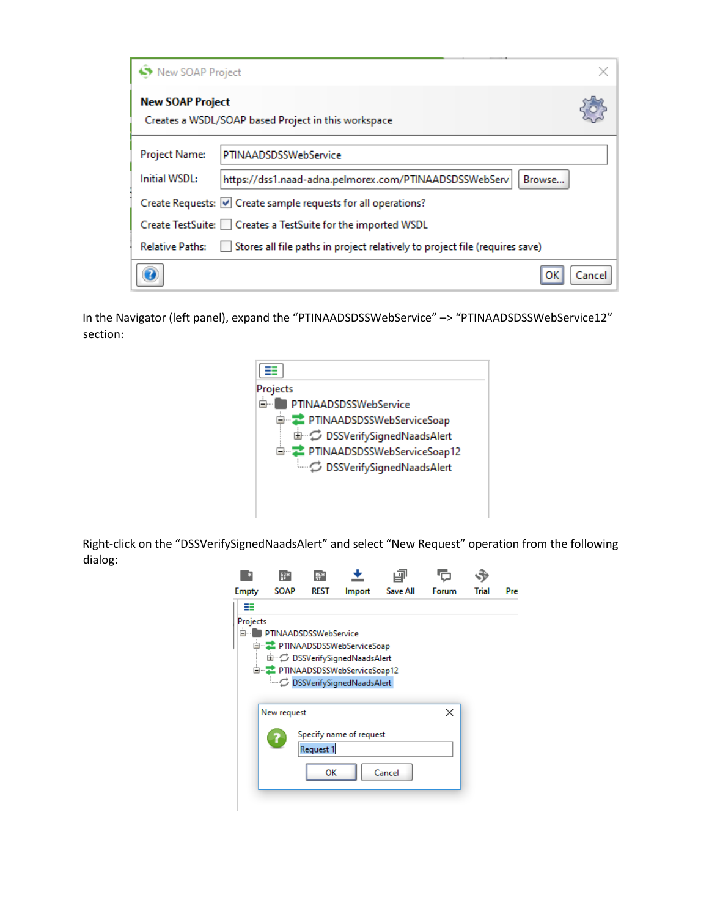In the Navigator (left panel), expand the “PTINAADSDSSWebService” –> “PTINAADSDSSWebService12” section:

Right-click on the “DSSVerifySignedNaadsAlert” and select “New Request” operation from the following dialog: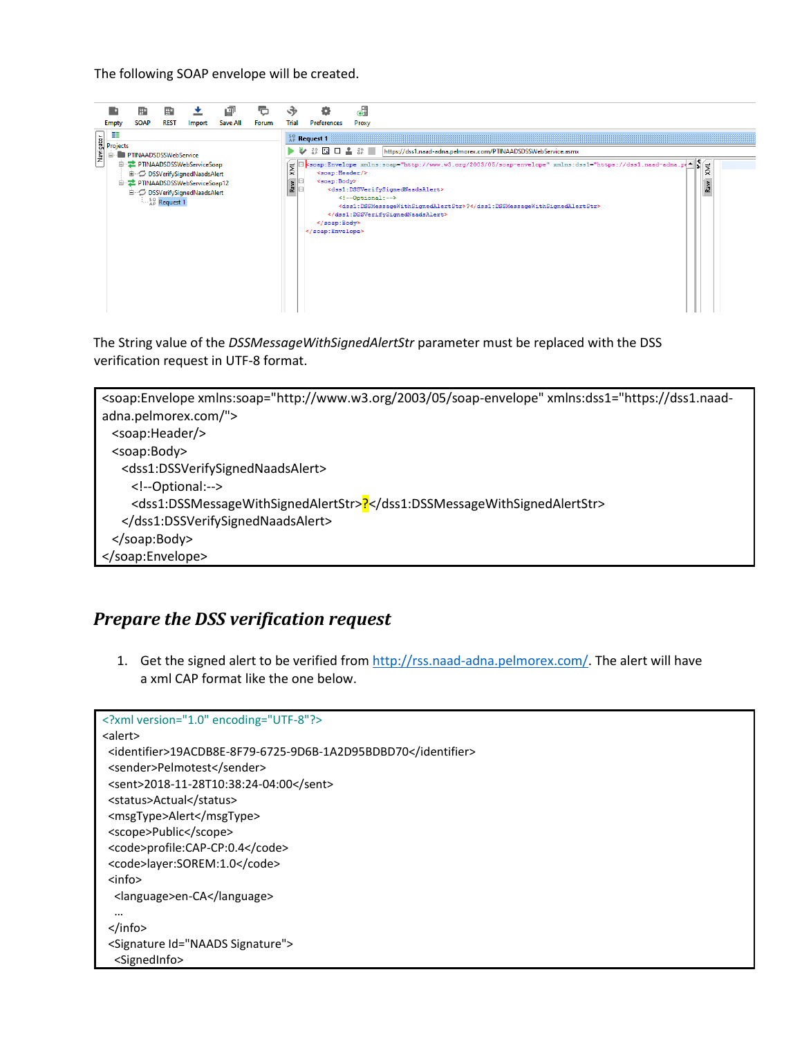The following SOAP envelope will be created.

The String value of the *DSSMessageWithSignedAlertStr* parameter must be replaced with the DSS verification request in UTF-8 format.

```
<soap:Envelope xmlns:soap="http://www.w3.org/2003/05/soap-envelope" xmlns:dss1="https://dss1.naad-adna.pelmorex.com/">
  <soap:Header/>
  <soap:Body>
    <dss1:DSSVerifySignedNaadsAlert>
      <!--Optional:-->
      <dss1:DSSMessageWithSignedAlertStr>?</dss1:DSSMessageWithSignedAlertStr>
    </dss1:DSSVerifySignedNaadsAlert>
  </soap:Body>
</soap:Envelope>
```

## *Prepare the DSS verification request*

1. Get the signed alert to be verified from http://rss.naad-adna.pelmorex.com/. The alert will have a xml CAP format like the one below.

```
<?xml version="1.0" encoding="UTF-8"?>
<alert>
  <identifier>19ACDB8E-8F79-6725-9D6B-1A2D95BDBD70</identifier>
  <sender>Pelmotest</sender>
  <sent>2018-11-28T10:38:24-04:00</sent>
  <status>Actual</status>
  <msgType>Alert</msgType>
  <scope>Public</scope>
  <code>profile:CAP-CP:0.4</code>
  <code>layer:SOREM:1.0</code>
  <info>
    <language>en-CA</language>
    ...
  </info>
  <Signature Id="NAADS Signature">
    <SignedInfo>
```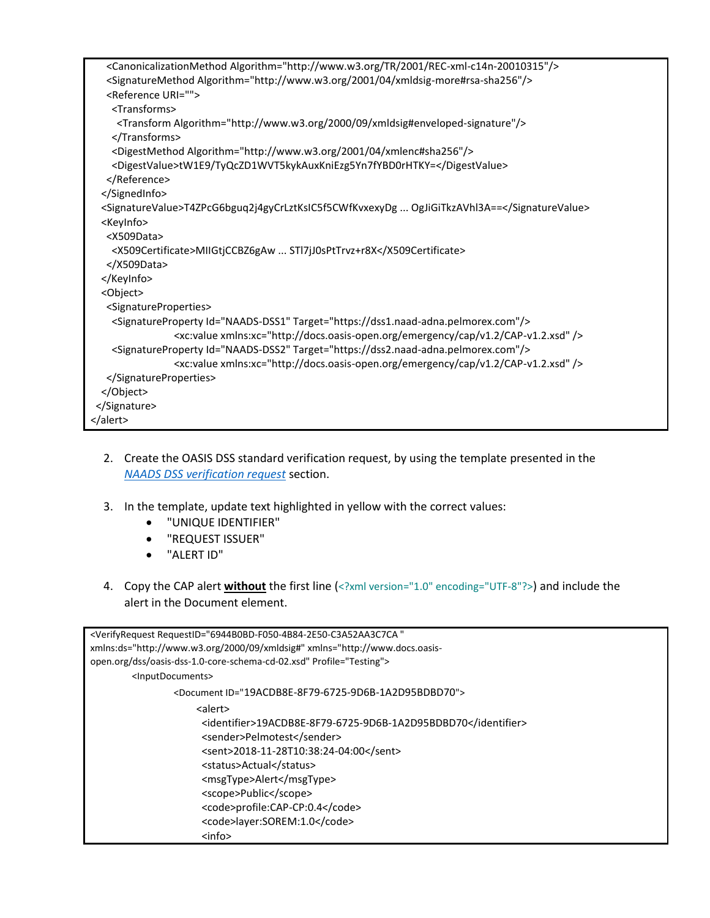```
    <CanonicalizationMethod Algorithm="http://www.w3.org/TR/2001/REC-xml-c14n-20010315"/>
    <SignatureMethod Algorithm="http://www.w3.org/2001/04/xmldsig-more#rsa-sha256"/>
    <Reference URI="">
      <Transforms>
        <Transform Algorithm="http://www.w3.org/2000/09/xmldsig#enveloped-signature"/>
      </Transforms>
      <DigestMethod Algorithm="http://www.w3.org/2001/04/xmlenc#sha256"/>
      <DigestValue>tW1E9/TyQcZD1WVT5kykAuxKniEzg5Yn7fYBD0rHTKY=</DigestValue>
    </Reference>
  </SignedInfo>
  <SignatureValue>T4ZPcG6bguq2j4gyCrLztKsIC5f5CWfKvxexyDg ... OgJiGiTkzAVhl3A==</SignatureValue>
  <KeyInfo>
    <X509Data>
      <X509Certificate>MIIGtjCCBZ6gAw ... STl7jJ0sPtTrvz+r8X</X509Certificate>
    </X509Data>
  </KeyInfo>
  <Object>
    <SignatureProperties>
      <SignatureProperty Id="NAADS-DSS1" Target="https://dss1.naad-adna.pelmorex.com"/>
                  <xc:value xmlns:xc="http://docs.oasis-open.org/emergency/cap/v1.2/CAP-v1.2.xsd" />
      <SignatureProperty Id="NAADS-DSS2" Target="https://dss2.naad-adna.pelmorex.com"/>
                  <xc:value xmlns:xc="http://docs.oasis-open.org/emergency/cap/v1.2/CAP-v1.2.xsd" />
    </SignatureProperties>
  </Object>
 </Signature>
</alert>
```

2. Create the OASIS DSS standard verification request, by using the template presented in the *NAADS DSS verification request* section.

3. In the template, update text highlighted in yellow with the correct values:
   - "UNIQUE IDENTIFIER"
   - "REQUEST ISSUER"
   - "ALERT ID"

4. Copy the CAP alert **without** the first line (`<?xml version="1.0" encoding="UTF-8"?>`) and include the alert in the Document element.

```
<VerifyRequest RequestID="6944B0BD-F050-4B84-2E50-C3A52AA3C7CA "
xmlns:ds="http://www.w3.org/2000/09/xmldsig#" xmlns="http://www.docs.oasis-
open.org/dss/oasis-dss-1.0-core-schema-cd-02.xsd" Profile="Testing">
        <InputDocuments>
                <Document ID="19ACDB8E-8F79-6725-9D6B-1A2D95BDBD70">
                    <alert>
                     <identifier>19ACDB8E-8F79-6725-9D6B-1A2D95BDBD70</identifier>
                     <sender>Pelmotest</sender>
                     <sent>2018-11-28T10:38:24-04:00</sent>
                     <status>Actual</status>
                     <msgType>Alert</msgType>
                     <scope>Public</scope>
                     <code>profile:CAP-CP:0.4</code>
                     <code>layer:SOREM:1.0</code>
                     <info>
```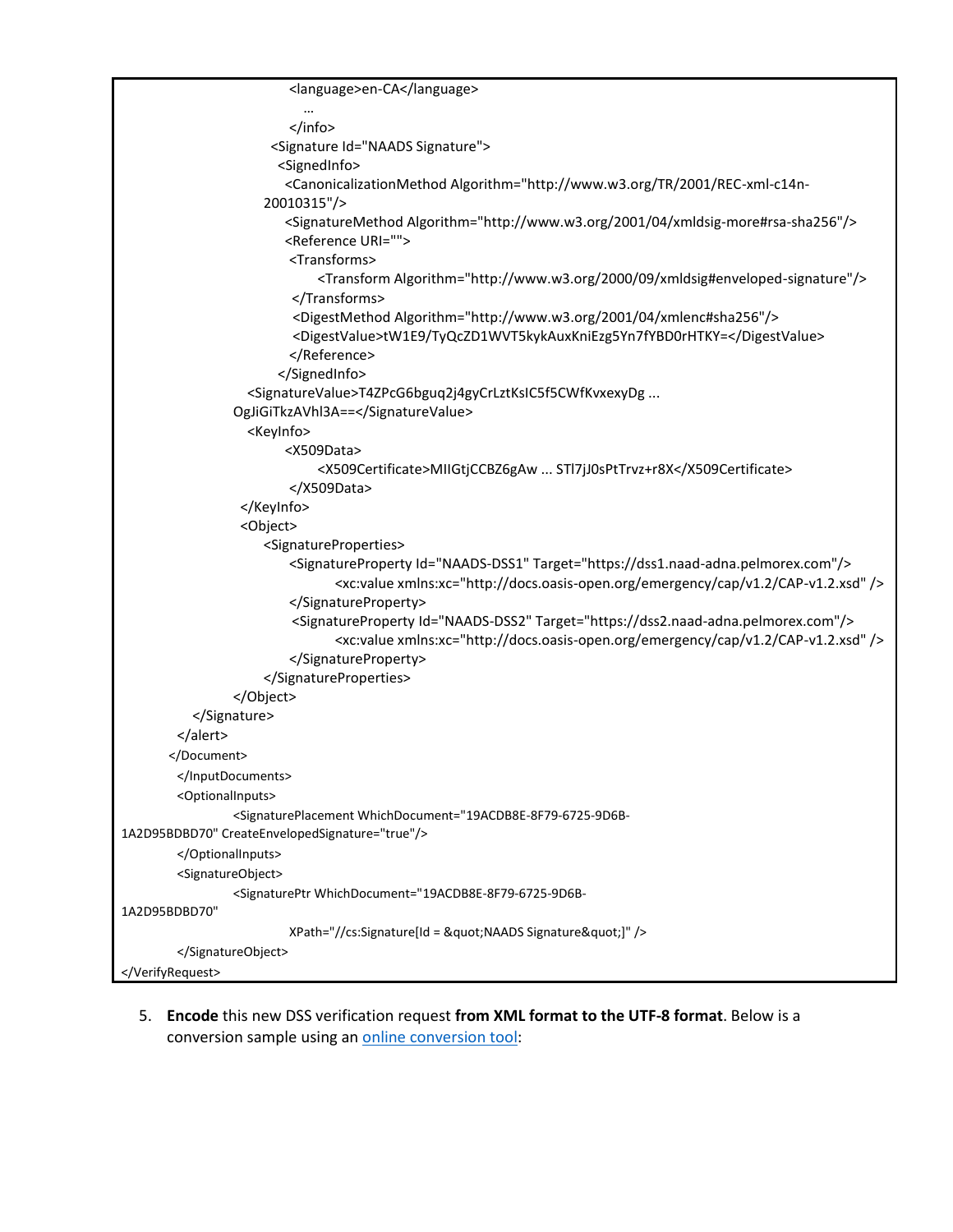```
                    <language>en-CA</language>
                      …
                    </info>
                  <Signature Id="NAADS Signature">
                    <SignedInfo>
                      <CanonicalizationMethod Algorithm="http://www.w3.org/TR/2001/REC-xml-c14n-
                 20010315"/>
                      <SignatureMethod Algorithm="http://www.w3.org/2001/04/xmldsig-more#rsa-sha256"/>
                      <Reference URI="">
                       <Transforms>
                            <Transform Algorithm="http://www.w3.org/2000/09/xmldsig#enveloped-signature"/>
                        </Transforms>
                        <DigestMethod Algorithm="http://www.w3.org/2001/04/xmlenc#sha256"/>
                        <DigestValue>tW1E9/TyQcZD1WVT5kykAuxKniEzg5Yn7fYBD0rHTKY=</DigestValue>
                       </Reference>
                    </SignedInfo>
                <SignatureValue>T4ZPcG6bguq2j4gyCrLztKsIC5f5CWfKvxexyDg ...
              OgJiGiTkzAVhl3A==</SignatureValue>
                <KeyInfo>
                      <X509Data>
                            <X509Certificate>MIIGtjCCBZ6gAw ... STl7jJ0sPtTrvz+r8X</X509Certificate>
                      </X509Data>
               </KeyInfo>
               <Object>
                  <SignatureProperties>
                       <SignatureProperty Id="NAADS-DSS1" Target="https://dss1.naad-adna.pelmorex.com"/>
                             <xc:value xmlns:xc="http://docs.oasis-open.org/emergency/cap/v1.2/CAP-v1.2.xsd" />
                       </SignatureProperty>
                        <SignatureProperty Id="NAADS-DSS2" Target="https://dss2.naad-adna.pelmorex.com"/>
                             <xc:value xmlns:xc="http://docs.oasis-open.org/emergency/cap/v1.2/CAP-v1.2.xsd" />
                       </SignatureProperty>
                  </SignatureProperties>
              </Object>
        </Signature>
      </alert>
    </Document>
      </InputDocuments>
      <OptionalInputs>
            <SignaturePlacement WhichDocument="19ACDB8E-8F79-6725-9D6B-
1A2D95BDBD70" CreateEnvelopedSignature="true"/>
      </OptionalInputs>
      <SignatureObject>
            <SignaturePtr WhichDocument="19ACDB8E-8F79-6725-9D6B-
1A2D95BDBD70"
                  XPath="//cs:Signature[Id = &quot;NAADS Signature&quot;]" />
      </SignatureObject>
</VerifyRequest>
```

5. **Encode** this new DSS verification request **from XML format to the UTF-8 format**. Below is a conversion sample using an online conversion tool: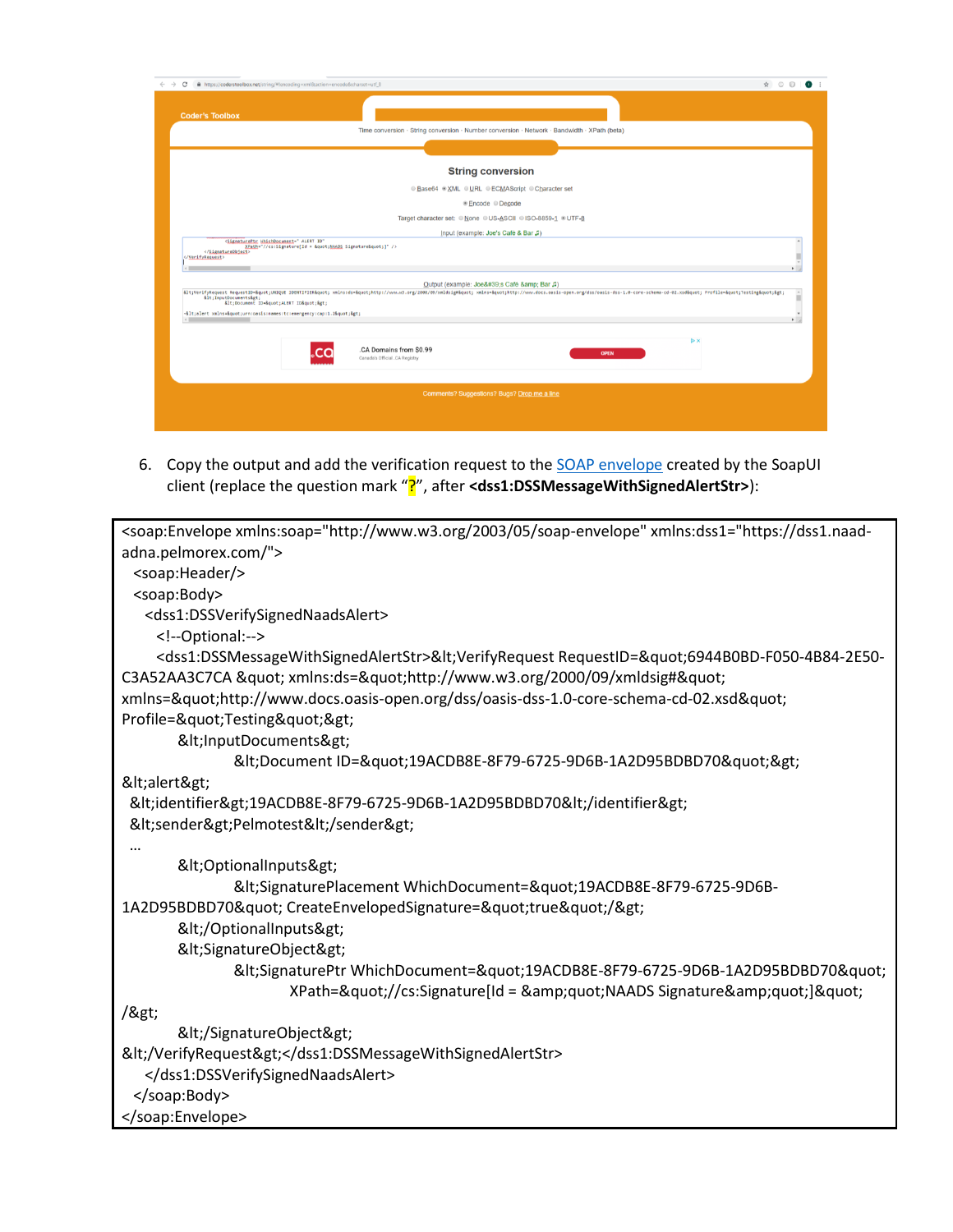6. Copy the output and add the verification request to the SOAP envelope created by the SoapUI client (replace the question mark "?", after **<dss1:DSSMessageWithSignedAlertStr>**):

```
<soap:Envelope xmlns:soap="http://www.w3.org/2003/05/soap-envelope" xmlns:dss1="https://dss1.naad-adna.pelmorex.com/">
  <soap:Header/>
  <soap:Body>
    <dss1:DSSVerifySignedNaadsAlert>
      <!--Optional:-->
      <dss1:DSSMessageWithSignedAlertStr>&lt;VerifyRequest RequestID=&quot;6944B0BD-F050-4B84-2E50-C3A52AA3C7CA &quot; xmlns:ds=&quot;http://www.w3.org/2000/09/xmldsig#&quot; xmlns=&quot;http://www.docs.oasis-open.org/dss/oasis-dss-1.0-core-schema-cd-02.xsd&quot; Profile=&quot;Testing&quot;&gt;
          &lt;InputDocuments&gt;
                  &lt;Document ID=&quot;19ACDB8E-8F79-6725-9D6B-1A2D95BDBD70&quot;&gt;
&lt;alert&gt;
 &lt;identifier&gt;19ACDB8E-8F79-6725-9D6B-1A2D95BDBD70&lt;/identifier&gt;
 &lt;sender&gt;Pelmotest&lt;/sender&gt;
 …
          &lt;OptionalInputs&gt;
                  &lt;SignaturePlacement WhichDocument=&quot;19ACDB8E-8F79-6725-9D6B-1A2D95BDBD70&quot; CreateEnvelopedSignature=&quot;true&quot;/&gt;
          &lt;/OptionalInputs&gt;
          &lt;SignatureObject&gt;
                  &lt;SignaturePtr WhichDocument=&quot;19ACDB8E-8F79-6725-9D6B-1A2D95BDBD70&quot;
                          XPath=&quot;//cs:Signature[Id = &amp;quot;NAADS Signature&amp;quot;]&quot;
/&gt;
          &lt;/SignatureObject&gt;
&lt;/VerifyRequest&gt;</dss1:DSSMessageWithSignedAlertStr>
    </dss1:DSSVerifySignedNaadsAlert>
  </soap:Body>
</soap:Envelope>
```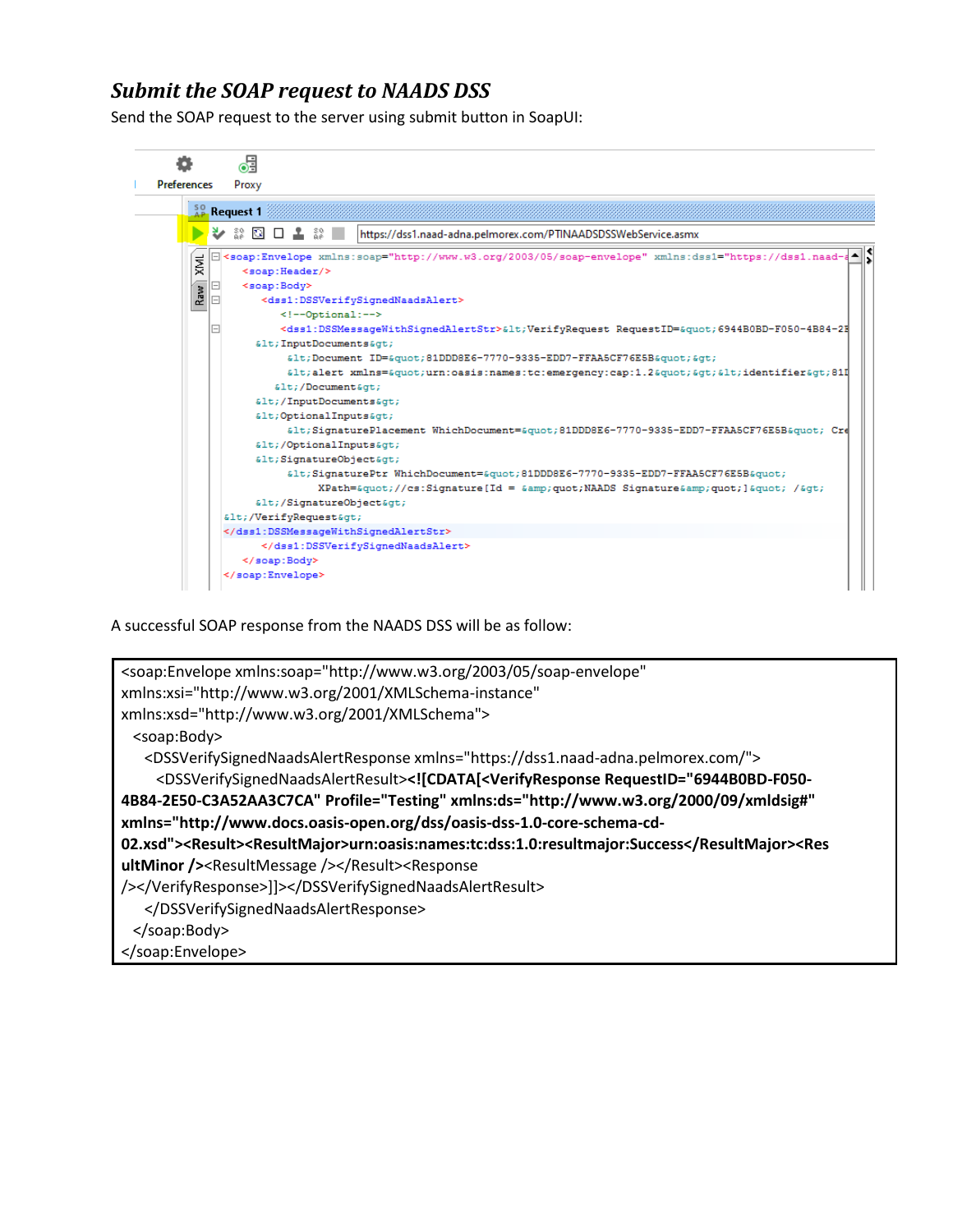## *Submit the SOAP request to NAADS DSS*

Send the SOAP request to the server using submit button in SoapUI:

```
https://dss1.naad-adna.pelmorex.com/PTINAADSDSSWebService.asmx

<soap:Envelope xmlns:soap="http://www.w3.org/2003/05/soap-envelope" xmlns:dss1="https://dss1.naad-a
   <soap:Header/>
   <soap:Body>
      <dss1:DSSVerifySignedNaadsAlert>
         <!--Optional:-->
         <dss1:DSSMessageWithSignedAlertStr>&lt;VerifyRequest RequestID=&quot;6944B0BD-F050-4B84-2E
      &lt;InputDocuments&gt;
           &lt;Document ID=&quot;81DDD8E6-7770-9335-EDD7-FFAA5CF76E5B&quot;&gt;
           &lt;alert xmlns=&quot;urn:oasis:names:tc:emergency:cap:1.2&quot;&gt;&lt;identifier&gt;81D
         &lt;/Document&gt;
      &lt;/InputDocuments&gt;
      &lt;OptionalInputs&gt;
           &lt;SignaturePlacement WhichDocument=&quot;81DDD8E6-7770-9335-EDD7-FFAA5CF76E5B&quot; Cre
      &lt;/OptionalInputs&gt;
      &lt;SignatureObject&gt;
           &lt;SignaturePtr WhichDocument=&quot;81DDD8E6-7770-9335-EDD7-FFAA5CF76E5B&quot;
                XPath=&quot;//cs:Signature[Id = &amp;quot;NAADS Signature&amp;quot;]&quot; /&gt;
      &lt;/SignatureObject&gt;
   &lt;/VerifyRequest&gt;
   </dss1:DSSMessageWithSignedAlertStr>
      </dss1:DSSVerifySignedNaadsAlert>
   </soap:Body>
</soap:Envelope>
```

A successful SOAP response from the NAADS DSS will be as follow:

```
<soap:Envelope xmlns:soap="http://www.w3.org/2003/05/soap-envelope"
xmlns:xsi="http://www.w3.org/2001/XMLSchema-instance"
xmlns:xsd="http://www.w3.org/2001/XMLSchema">
  <soap:Body>
    <DSSVerifySignedNaadsAlertResponse xmlns="https://dss1.naad-adna.pelmorex.com/">
      <DSSVerifySignedNaadsAlertResult><![CDATA[<VerifyResponse RequestID="6944B0BD-F050-4B84-2E50-C3A52AA3C7CA" Profile="Testing" xmlns:ds="http://www.w3.org/2000/09/xmldsig#" xmlns="http://www.docs.oasis-open.org/dss/oasis-dss-1.0-core-schema-cd-02.xsd"><Result><ResultMajor>urn:oasis:names:tc:dss:1.0:resultmajor:Success</ResultMajor><ResultMinor /><ResultMessage /></Result><Response /></VerifyResponse>]]></DSSVerifySignedNaadsAlertResult>
    </DSSVerifySignedNaadsAlertResponse>
  </soap:Body>
</soap:Envelope>
```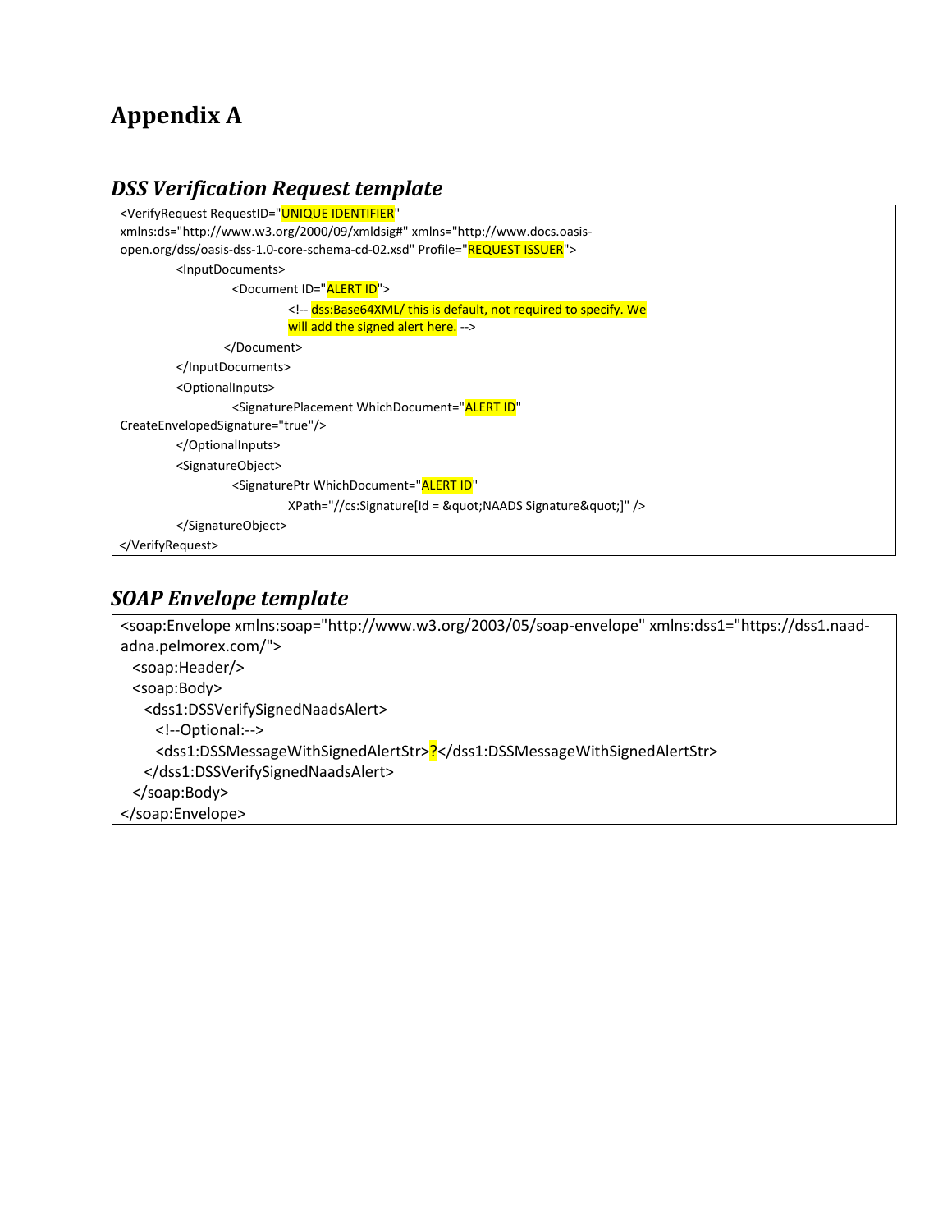# Appendix A

## *DSS Verification Request template*

```
<VerifyRequest RequestID="UNIQUE IDENTIFIER"
xmlns:ds="http://www.w3.org/2000/09/xmldsig#" xmlns="http://www.docs.oasis-
open.org/dss/oasis-dss-1.0-core-schema-cd-02.xsd" Profile="REQUEST ISSUER">
            <InputDocuments>
                        <Document ID="ALERT ID">
                                    <!-- dss:Base64XML/ this is default, not required to specify. We
                                    will add the signed alert here. -->
                        </Document>
            </InputDocuments>
            <OptionalInputs>
                        <SignaturePlacement WhichDocument="ALERT ID"
CreateEnvelopedSignature="true"/>
            </OptionalInputs>
            <SignatureObject>
                        <SignaturePtr WhichDocument="ALERT ID"
                                    XPath="//cs:Signature[Id = &quot;NAADS Signature&quot;]" />
            </SignatureObject>
</VerifyRequest>
```

## *SOAP Envelope template*

```
<soap:Envelope xmlns:soap="http://www.w3.org/2003/05/soap-envelope" xmlns:dss1="https://dss1.naad-
adna.pelmorex.com/">
  <soap:Header/>
  <soap:Body>
    <dss1:DSSVerifySignedNaadsAlert>
      <!--Optional:-->
      <dss1:DSSMessageWithSignedAlertStr>?</dss1:DSSMessageWithSignedAlertStr>
    </dss1:DSSVerifySignedNaadsAlert>
  </soap:Body>
</soap:Envelope>
```